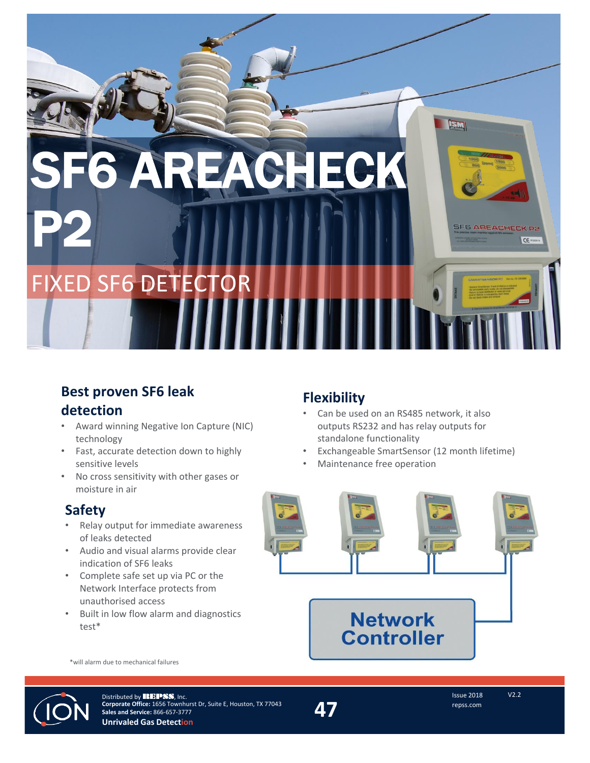# SF6 AREACHECK P2

## FIXED SF6 DETECTOR

### Best proven SF6 leak detection

- Award winning Negative Ion Capture (NIC) technology
- Fast, accurate detection down to highly sensitive levels
- No cross sensitivity with other gases or moisture in air

### Safety

- Relay output for immediate awareness of leaks detected
- Audio and visual alarms provide clear indication of SF6 leaks
- Complete safe set up via PC or the Network Interface protects from unauthorised access
- Built in low flow alarm and diagnostics test*

*will alarm due to mechanical failures

### Flexibility

- Can be used on an RS485 network, it also outputs RS232 and has relay outputs for standalone functionality
- Exchangeable SmartSensor (12 month lifetime)
- Maintenance free operation

Network Controller

Distributed by REPSS, Inc.
**Corporate Office:** 1656 Townhurst Dr, Suite E, Houston, TX 77043
**Sales and Service:** 866-657-3777
**Unrivaled Gas Detection**

Issue 2018 V2.2
repss.com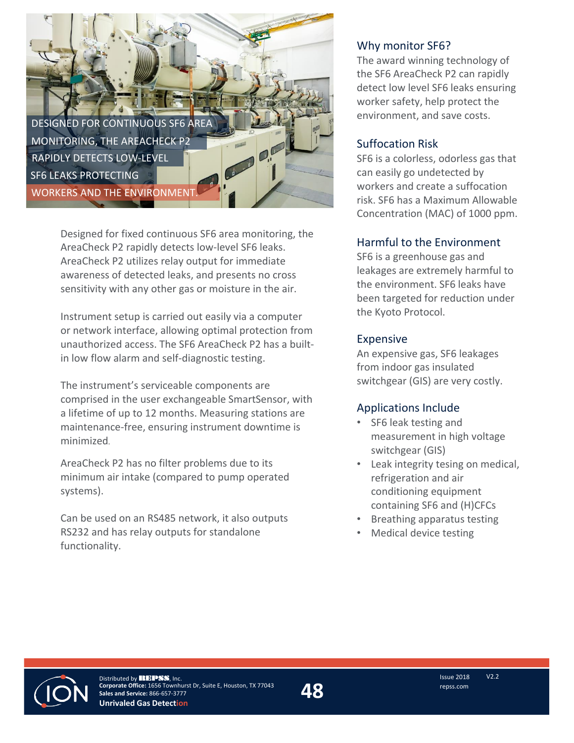DESIGNED FOR CONTINUOUS SF6 AREA MONITORING, THE AREACHECK P2 RAPIDLY DETECTS LOW-LEVEL SF6 LEAKS PROTECTING WORKERS AND THE ENVIRONMENT.

Designed for fixed continuous SF6 area monitoring, the AreaCheck P2 rapidly detects low-level SF6 leaks. AreaCheck P2 utilizes relay output for immediate awareness of detected leaks, and presents no cross sensitivity with any other gas or moisture in the air.

Instrument setup is carried out easily via a computer or network interface, allowing optimal protection from unauthorized access. The SF6 AreaCheck P2 has a built-in low flow alarm and self-diagnostic testing.

The instrument's serviceable components are comprised in the user exchangeable SmartSensor, with a lifetime of up to 12 months. Measuring stations are maintenance-free, ensuring instrument downtime is minimized.

AreaCheck P2 has no filter problems due to its minimum air intake (compared to pump operated systems).

Can be used on an RS485 network, it also outputs RS232 and has relay outputs for standalone functionality.

## Why monitor SF6?

The award winning technology of the SF6 AreaCheck P2 can rapidly detect low level SF6 leaks ensuring worker safety, help protect the environment, and save costs.

## Suffocation Risk

SF6 is a colorless, odorless gas that can easily go undetected by workers and create a suffocation risk. SF6 has a Maximum Allowable Concentration (MAC) of 1000 ppm.

## Harmful to the Environment

SF6 is a greenhouse gas and leakages are extremely harmful to the environment. SF6 leaks have been targeted for reduction under the Kyoto Protocol.

## Expensive

An expensive gas, SF6 leakages from indoor gas insulated switchgear (GIS) are very costly.

## Applications Include

- SF6 leak testing and measurement in high voltage switchgear (GIS)
- Leak integrity tesing on medical, refrigeration and air conditioning equipment containing SF6 and (H)CFCs
- Breathing apparatus testing
- Medical device testing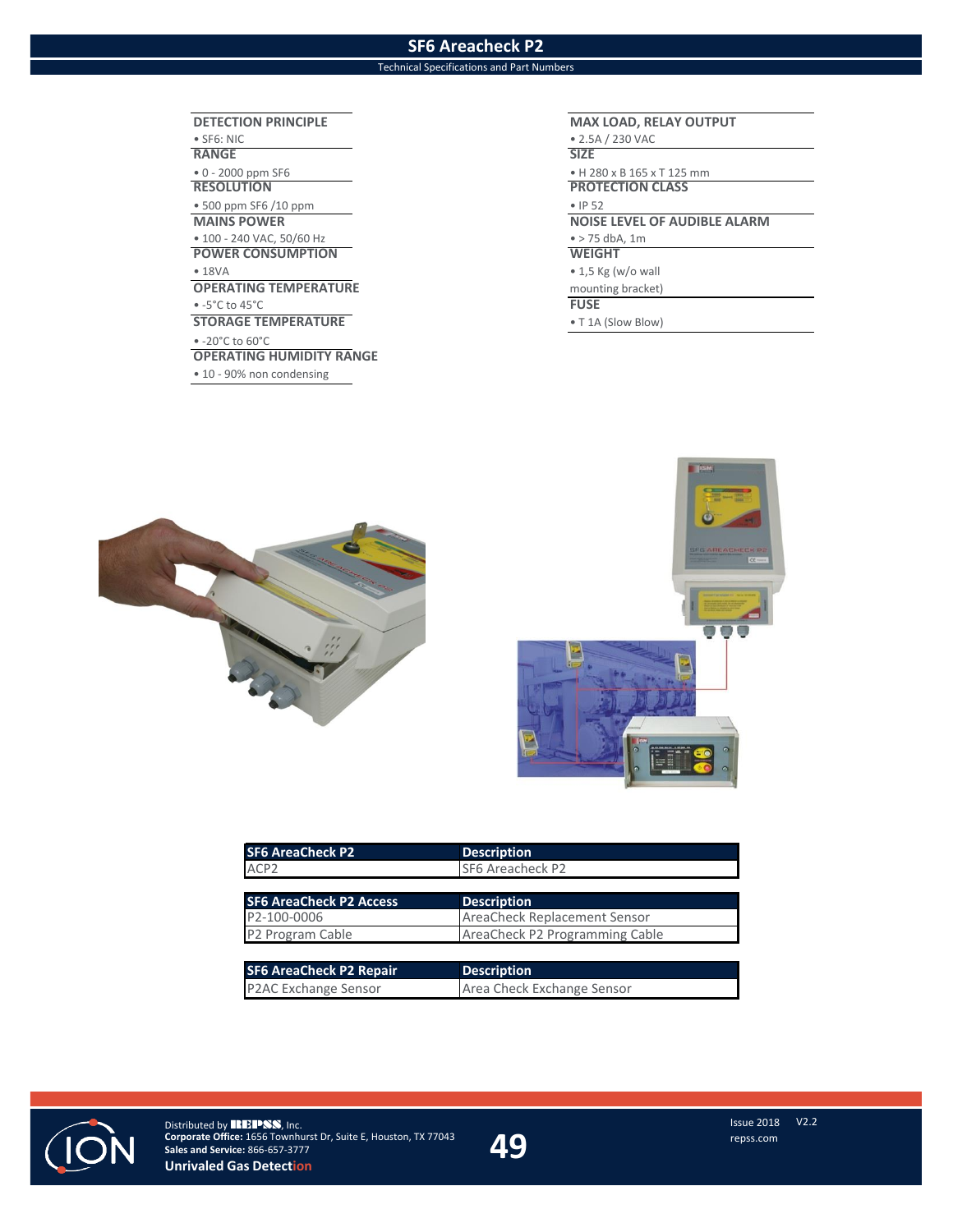# SF6 Areacheck P2

Technical Specifications and Part Numbers

**DETECTION PRINCIPLE**
- $SF_6$: NIC

**RANGE**
- 0 - 2000 ppm $SF_6$

**RESOLUTION**
- 500 ppm $SF_6$ /10 ppm

**MAINS POWER**
- 100 - 240 VAC, 50/60 Hz

**POWER CONSUMPTION**
- 18VA

**OPERATING TEMPERATURE**
- -5°C to 45°C

**STORAGE TEMPERATURE**
- -20°C to 60°C

**OPERATING HUMIDITY RANGE**
- 10 - 90% non condensing

**MAX LOAD, RELAY OUTPUT**
- 2.5A / 230 VAC

**SIZE**
- H 280 x B 165 x T 125 mm

**PROTECTION CLASS**
- IP 52

**NOISE LEVEL OF AUDIBLE ALARM**
- > 75 dbA, 1m

**WEIGHT**
- 1,5 Kg (w/o wall mounting bracket)

**FUSE**
- T 1A (Slow Blow)

| SF6 AreaCheck P2 | Description |
|---|---|
| ACP2 | SF6 Areacheck P2 |

| SF6 AreaCheck P2 Access | Description |
|---|---|
| P2-100-0006 | AreaCheck Replacement Sensor |
| P2 Program Cable | AreaCheck P2 Programming Cable |

| SF6 AreaCheck P2 Repair | Description |
|---|---|
| P2AC Exchange Sensor | Area Check Exchange Sensor |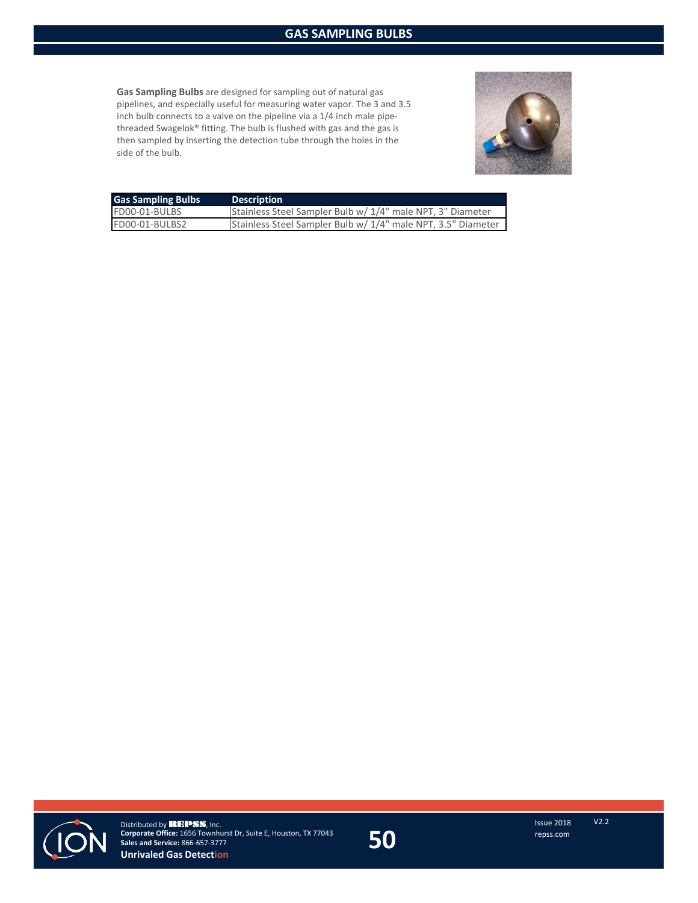# GAS SAMPLING BULBS

**Gas Sampling Bulbs** are designed for sampling out of natural gas pipelines, and especially useful for measuring water vapor. The 3 and 3.5 inch bulb connects to a valve on the pipeline via a 1/4 inch male pipe-threaded Swagelok® fitting. The bulb is flushed with gas and the gas is then sampled by inserting the detection tube through the holes in the side of the bulb.

| Gas Sampling Bulbs | Description |
|---|---|
| FD00-01-BULBS | Stainless Steel Sampler Bulb w/ 1/4" male NPT, 3" Diameter |
| FD00-01-BULBS2 | Stainless Steel Sampler Bulb w/ 1/4" male NPT, 3.5" Diameter |